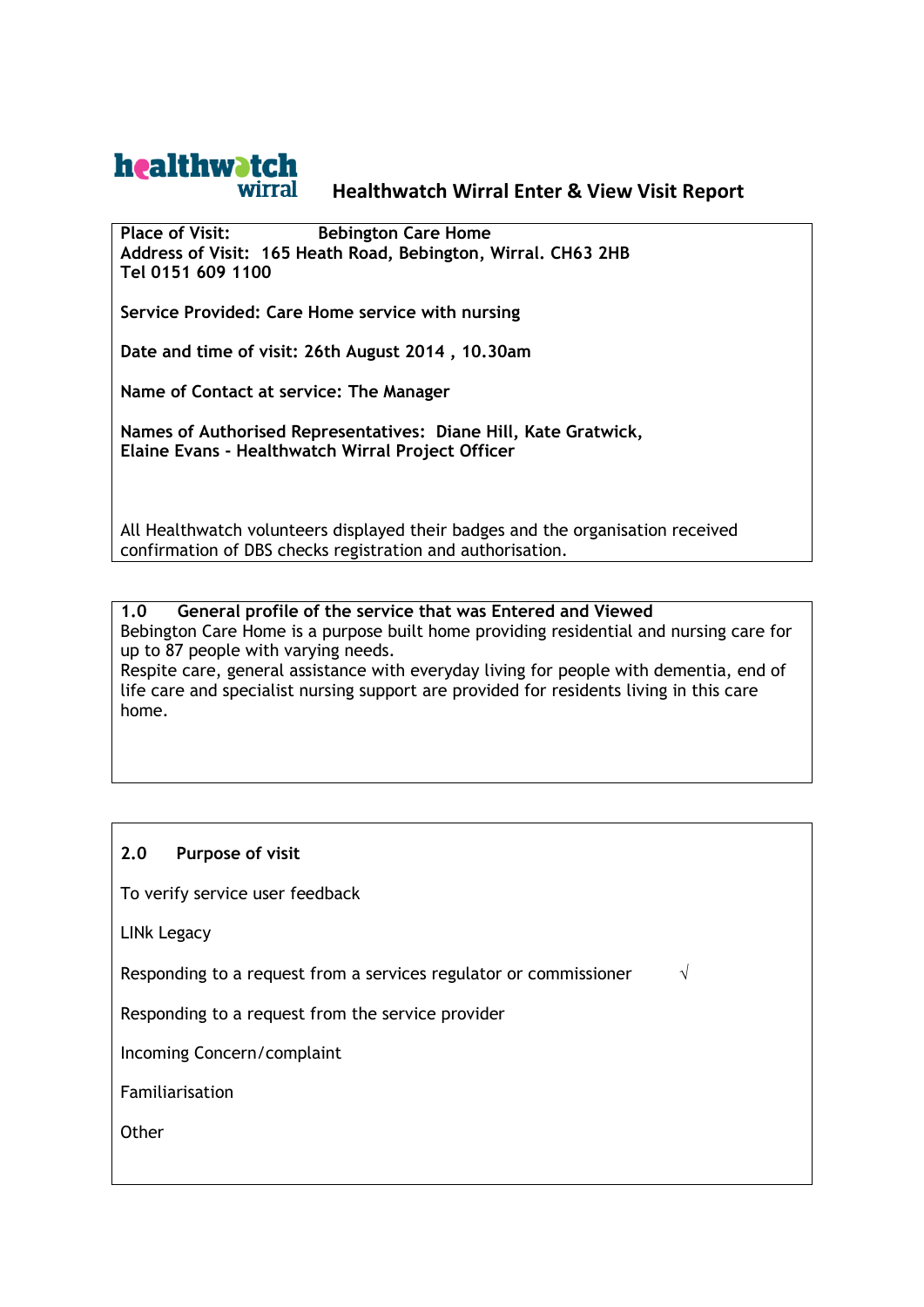# healthwatch wirral

## Healthwatch Wirral Enter & View Visit Report

**Place of Visit:** **Bebington Care Home**
**Address of Visit: 165 Heath Road, Bebington, Wirral. CH63 2HB**
**Tel 0151 609 1100**

**Service Provided: Care Home service with nursing**

**Date and time of visit: 26th August 2014 , 10.30am**

**Name of Contact at service: The Manager**

**Names of Authorised Representatives: Diane Hill, Kate Gratwick, Elaine Evans - Healthwatch Wirral Project Officer**

All Healthwatch volunteers displayed their badges and the organisation received confirmation of DBS checks registration and authorisation.

### 1.0 General profile of the service that was Entered and Viewed

Bebington Care Home is a purpose built home providing residential and nursing care for up to 87 people with varying needs.
Respite care, general assistance with everyday living for people with dementia, end of life care and specialist nursing support are provided for residents living in this care home.

### 2.0 Purpose of visit

To verify service user feedback

LINk Legacy

Responding to a request from a services regulator or commissioner √

Responding to a request from the service provider

Incoming Concern/complaint

Familiarisation

Other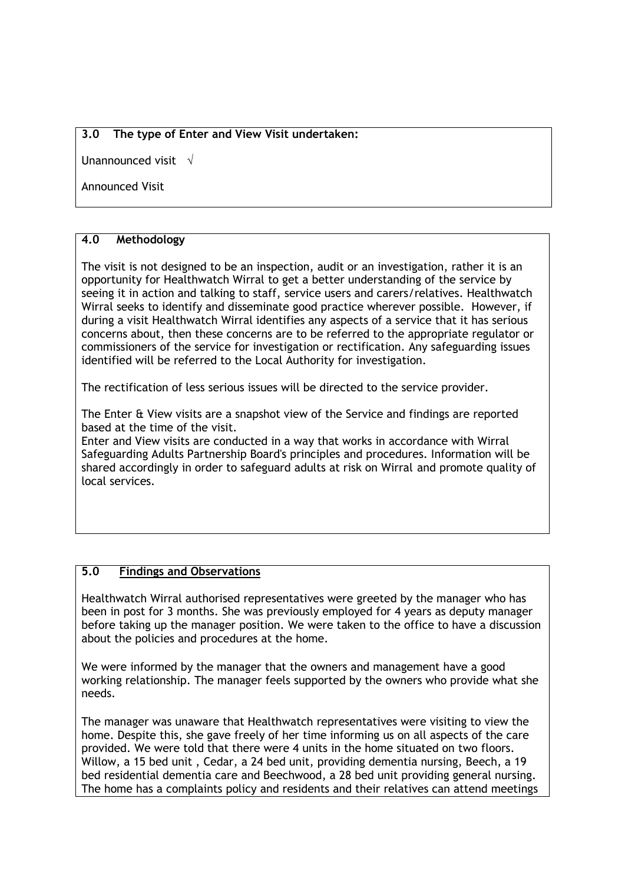**3.0 The type of Enter and View Visit undertaken:**

Unannounced visit √

Announced Visit

**4.0 Methodology**

The visit is not designed to be an inspection, audit or an investigation, rather it is an opportunity for Healthwatch Wirral to get a better understanding of the service by seeing it in action and talking to staff, service users and carers/relatives. Healthwatch Wirral seeks to identify and disseminate good practice wherever possible. However, if during a visit Healthwatch Wirral identifies any aspects of a service that it has serious concerns about, then these concerns are to be referred to the appropriate regulator or commissioners of the service for investigation or rectification. Any safeguarding issues identified will be referred to the Local Authority for investigation.

The rectification of less serious issues will be directed to the service provider.

The Enter & View visits are a snapshot view of the Service and findings are reported based at the time of the visit.
Enter and View visits are conducted in a way that works in accordance with Wirral Safeguarding Adults Partnership Board's principles and procedures. Information will be shared accordingly in order to safeguard adults at risk on Wirral and promote quality of local services.

**5.0 <u>Findings and Observations</u>**

Healthwatch Wirral authorised representatives were greeted by the manager who has been in post for 3 months. She was previously employed for 4 years as deputy manager before taking up the manager position. We were taken to the office to have a discussion about the policies and procedures at the home.

We were informed by the manager that the owners and management have a good working relationship. The manager feels supported by the owners who provide what she needs.

The manager was unaware that Healthwatch representatives were visiting to view the home. Despite this, she gave freely of her time informing us on all aspects of the care provided. We were told that there were 4 units in the home situated on two floors. Willow, a 15 bed unit , Cedar, a 24 bed unit, providing dementia nursing, Beech, a 19 bed residential dementia care and Beechwood, a 28 bed unit providing general nursing. The home has a complaints policy and residents and their relatives can attend meetings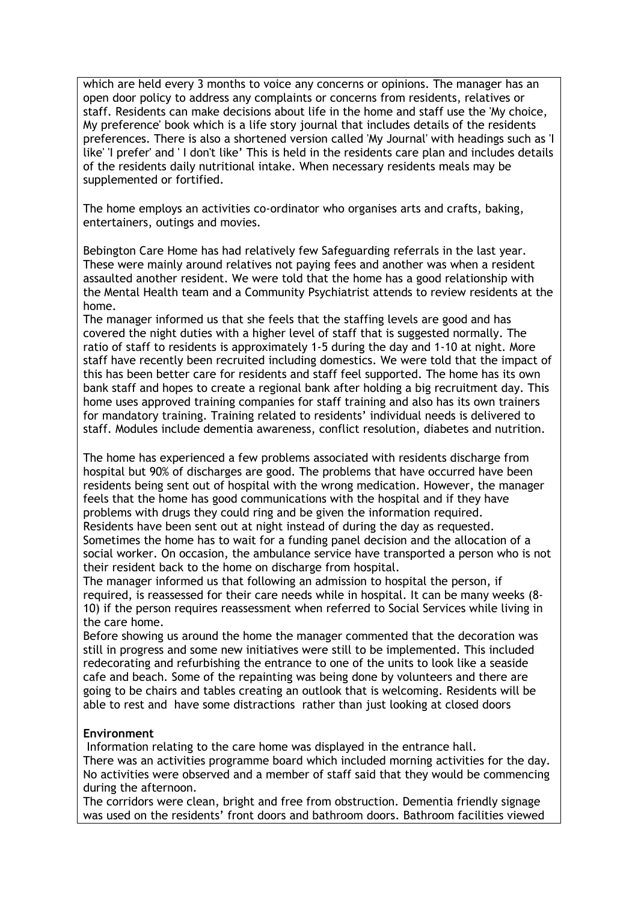which are held every 3 months to voice any concerns or opinions. The manager has an open door policy to address any complaints or concerns from residents, relatives or staff. Residents can make decisions about life in the home and staff use the 'My choice, My preference' book which is a life story journal that includes details of the residents preferences. There is also a shortened version called 'My Journal' with headings such as 'I like' 'I prefer' and ' I don't like' This is held in the residents care plan and includes details of the residents daily nutritional intake. When necessary residents meals may be supplemented or fortified.

The home employs an activities co-ordinator who organises arts and crafts, baking, entertainers, outings and movies.

Bebington Care Home has had relatively few Safeguarding referrals in the last year. These were mainly around relatives not paying fees and another was when a resident assaulted another resident. We were told that the home has a good relationship with the Mental Health team and a Community Psychiatrist attends to review residents at the home.

The manager informed us that she feels that the staffing levels are good and has covered the night duties with a higher level of staff that is suggested normally. The ratio of staff to residents is approximately 1-5 during the day and 1-10 at night. More staff have recently been recruited including domestics. We were told that the impact of this has been better care for residents and staff feel supported. The home has its own bank staff and hopes to create a regional bank after holding a big recruitment day. This home uses approved training companies for staff training and also has its own trainers for mandatory training. Training related to residents' individual needs is delivered to staff. Modules include dementia awareness, conflict resolution, diabetes and nutrition.

The home has experienced a few problems associated with residents discharge from hospital but 90% of discharges are good. The problems that have occurred have been residents being sent out of hospital with the wrong medication. However, the manager feels that the home has good communications with the hospital and if they have problems with drugs they could ring and be given the information required.

Residents have been sent out at night instead of during the day as requested. Sometimes the home has to wait for a funding panel decision and the allocation of a social worker. On occasion, the ambulance service have transported a person who is not their resident back to the home on discharge from hospital.

The manager informed us that following an admission to hospital the person, if required, is reassessed for their care needs while in hospital. It can be many weeks (8-10) if the person requires reassessment when referred to Social Services while living in the care home.

Before showing us around the home the manager commented that the decoration was still in progress and some new initiatives were still to be implemented. This included redecorating and refurbishing the entrance to one of the units to look like a seaside cafe and beach. Some of the repainting was being done by volunteers and there are going to be chairs and tables creating an outlook that is welcoming. Residents will be able to rest and have some distractions rather than just looking at closed doors

**Environment**

Information relating to the care home was displayed in the entrance hall.

There was an activities programme board which included morning activities for the day. No activities were observed and a member of staff said that they would be commencing during the afternoon.

The corridors were clean, bright and free from obstruction. Dementia friendly signage was used on the residents' front doors and bathroom doors. Bathroom facilities viewed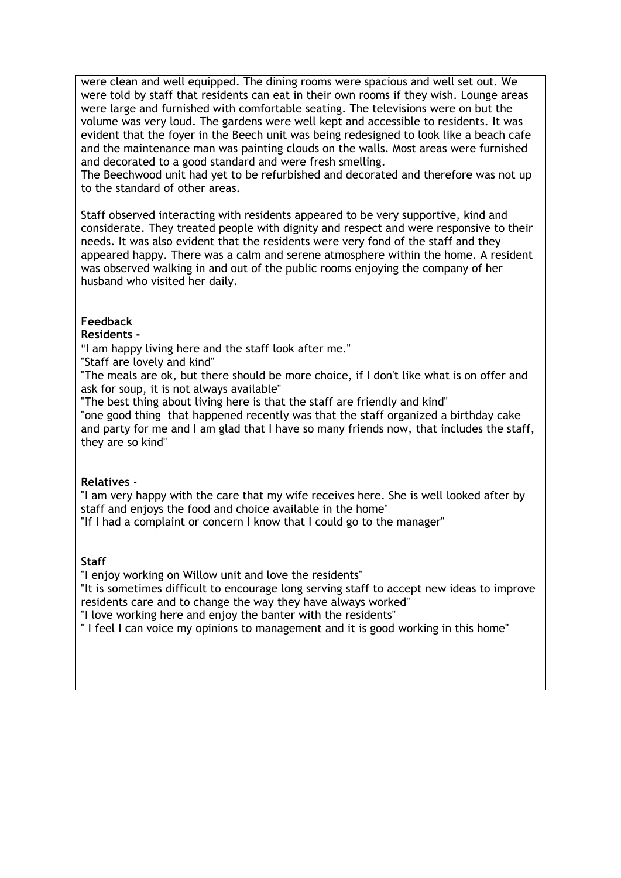were clean and well equipped. The dining rooms were spacious and well set out. We were told by staff that residents can eat in their own rooms if they wish. Lounge areas were large and furnished with comfortable seating. The televisions were on but the volume was very loud. The gardens were well kept and accessible to residents. It was evident that the foyer in the Beech unit was being redesigned to look like a beach cafe and the maintenance man was painting clouds on the walls. Most areas were furnished and decorated to a good standard and were fresh smelling.
The Beechwood unit had yet to be refurbished and decorated and therefore was not up to the standard of other areas.

Staff observed interacting with residents appeared to be very supportive, kind and considerate. They treated people with dignity and respect and were responsive to their needs. It was also evident that the residents were very fond of the staff and they appeared happy. There was a calm and serene atmosphere within the home. A resident was observed walking in and out of the public rooms enjoying the company of her husband who visited her daily.

**Feedback**

**Residents -**

"I am happy living here and the staff look after me."

"Staff are lovely and kind"

"The meals are ok, but there should be more choice, if I don't like what is on offer and ask for soup, it is not always available"

"The best thing about living here is that the staff are friendly and kind"

"one good thing that happened recently was that the staff organized a birthday cake and party for me and I am glad that I have so many friends now, that includes the staff, they are so kind"

**Relatives** -

"I am very happy with the care that my wife receives here. She is well looked after by staff and enjoys the food and choice available in the home"

"If I had a complaint or concern I know that I could go to the manager"

**Staff**

"I enjoy working on Willow unit and love the residents"

"It is sometimes difficult to encourage long serving staff to accept new ideas to improve residents care and to change the way they have always worked"

"I love working here and enjoy the banter with the residents"

" I feel I can voice my opinions to management and it is good working in this home"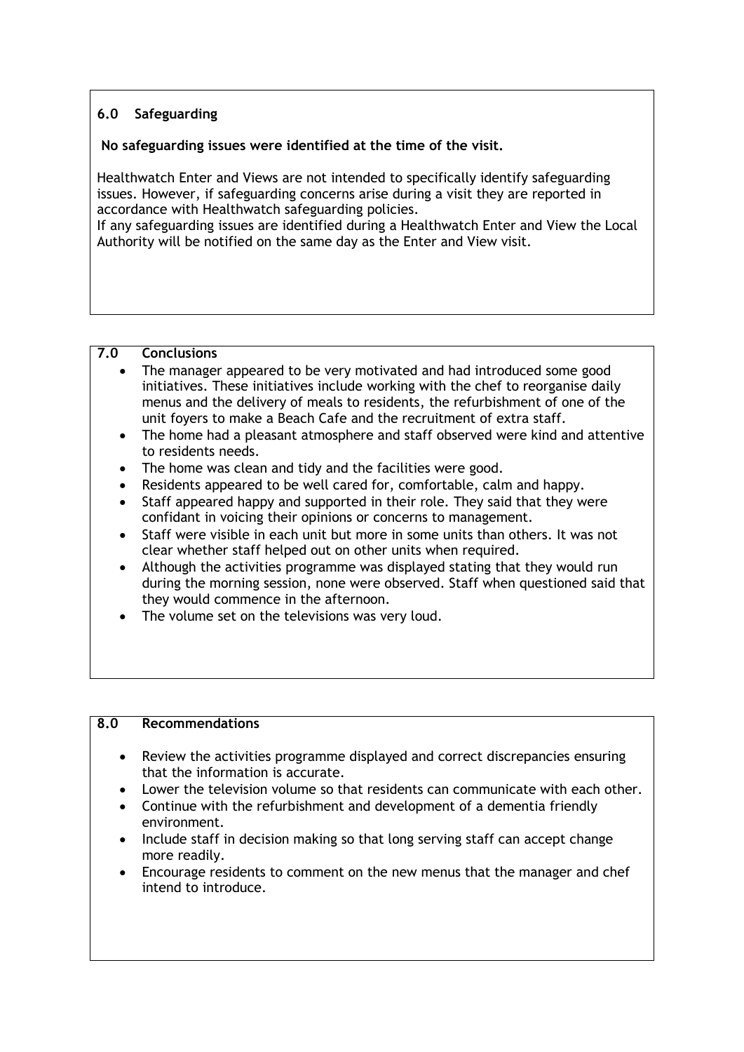## 6.0 Safeguarding

**No safeguarding issues were identified at the time of the visit.**

Healthwatch Enter and Views are not intended to specifically identify safeguarding issues. However, if safeguarding concerns arise during a visit they are reported in accordance with Healthwatch safeguarding policies.
If any safeguarding issues are identified during a Healthwatch Enter and View the Local Authority will be notified on the same day as the Enter and View visit.

## 7.0 Conclusions

- The manager appeared to be very motivated and had introduced some good initiatives. These initiatives include working with the chef to reorganise daily menus and the delivery of meals to residents, the refurbishment of one of the unit foyers to make a Beach Cafe and the recruitment of extra staff.
- The home had a pleasant atmosphere and staff observed were kind and attentive to residents needs.
- The home was clean and tidy and the facilities were good.
- Residents appeared to be well cared for, comfortable, calm and happy.
- Staff appeared happy and supported in their role. They said that they were confidant in voicing their opinions or concerns to management.
- Staff were visible in each unit but more in some units than others. It was not clear whether staff helped out on other units when required.
- Although the activities programme was displayed stating that they would run during the morning session, none were observed. Staff when questioned said that they would commence in the afternoon.
- The volume set on the televisions was very loud.

## 8.0 Recommendations

- Review the activities programme displayed and correct discrepancies ensuring that the information is accurate.
- Lower the television volume so that residents can communicate with each other.
- Continue with the refurbishment and development of a dementia friendly environment.
- Include staff in decision making so that long serving staff can accept change more readily.
- Encourage residents to comment on the new menus that the manager and chef intend to introduce.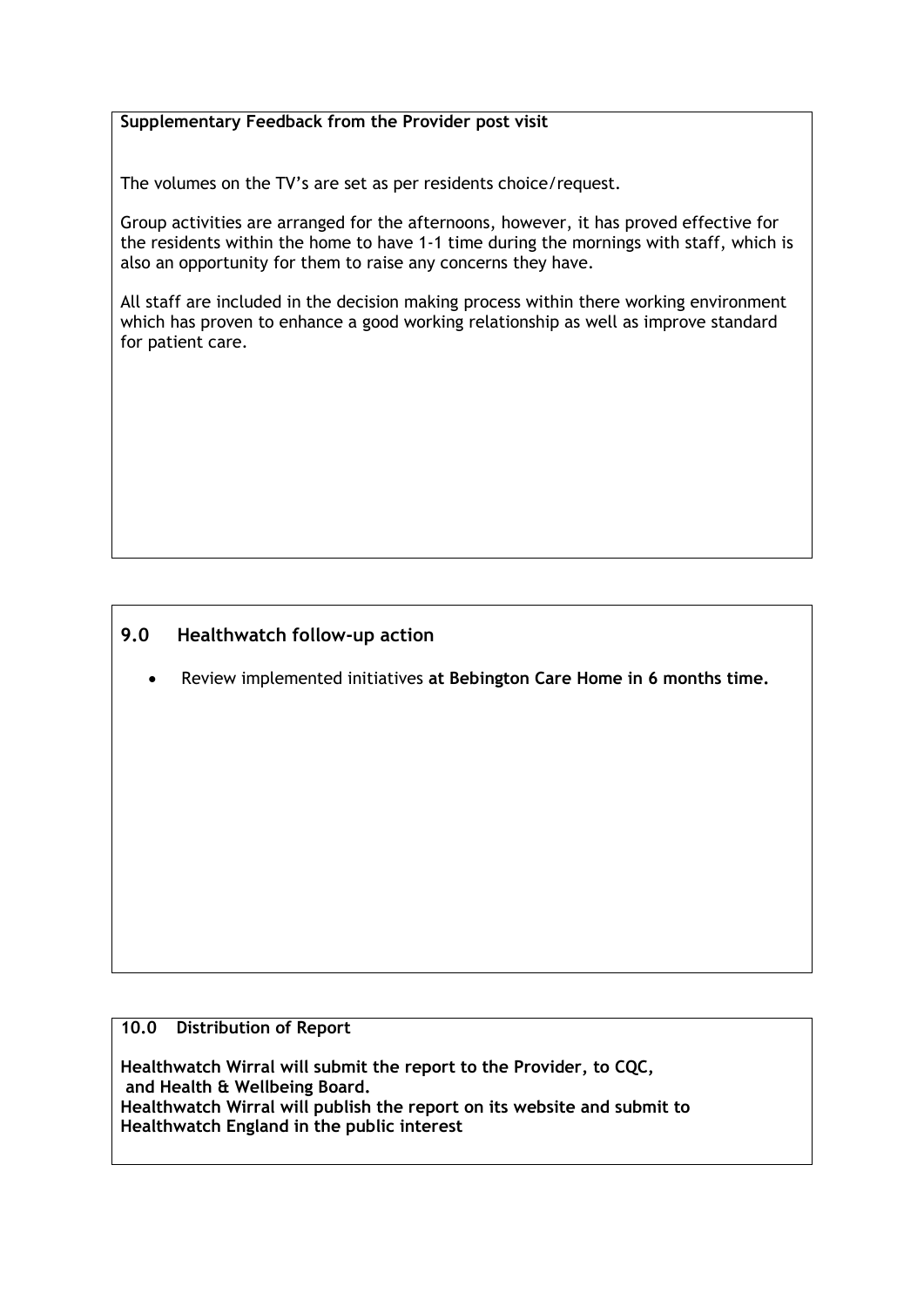**Supplementary Feedback from the Provider post visit**

The volumes on the TV's are set as per residents choice/request.

Group activities are arranged for the afternoons, however, it has proved effective for the residents within the home to have 1-1 time during the mornings with staff, which is also an opportunity for them to raise any concerns they have.

All staff are included in the decision making process within there working environment which has proven to enhance a good working relationship as well as improve standard for patient care.

## 9.0 Healthwatch follow-up action

- Review implemented initiatives **at Bebington Care Home in 6 months time.**

## 10.0 Distribution of Report

**Healthwatch Wirral will submit the report to the Provider, to CQC, and Health & Wellbeing Board.**
**Healthwatch Wirral will publish the report on its website and submit to Healthwatch England in the public interest**